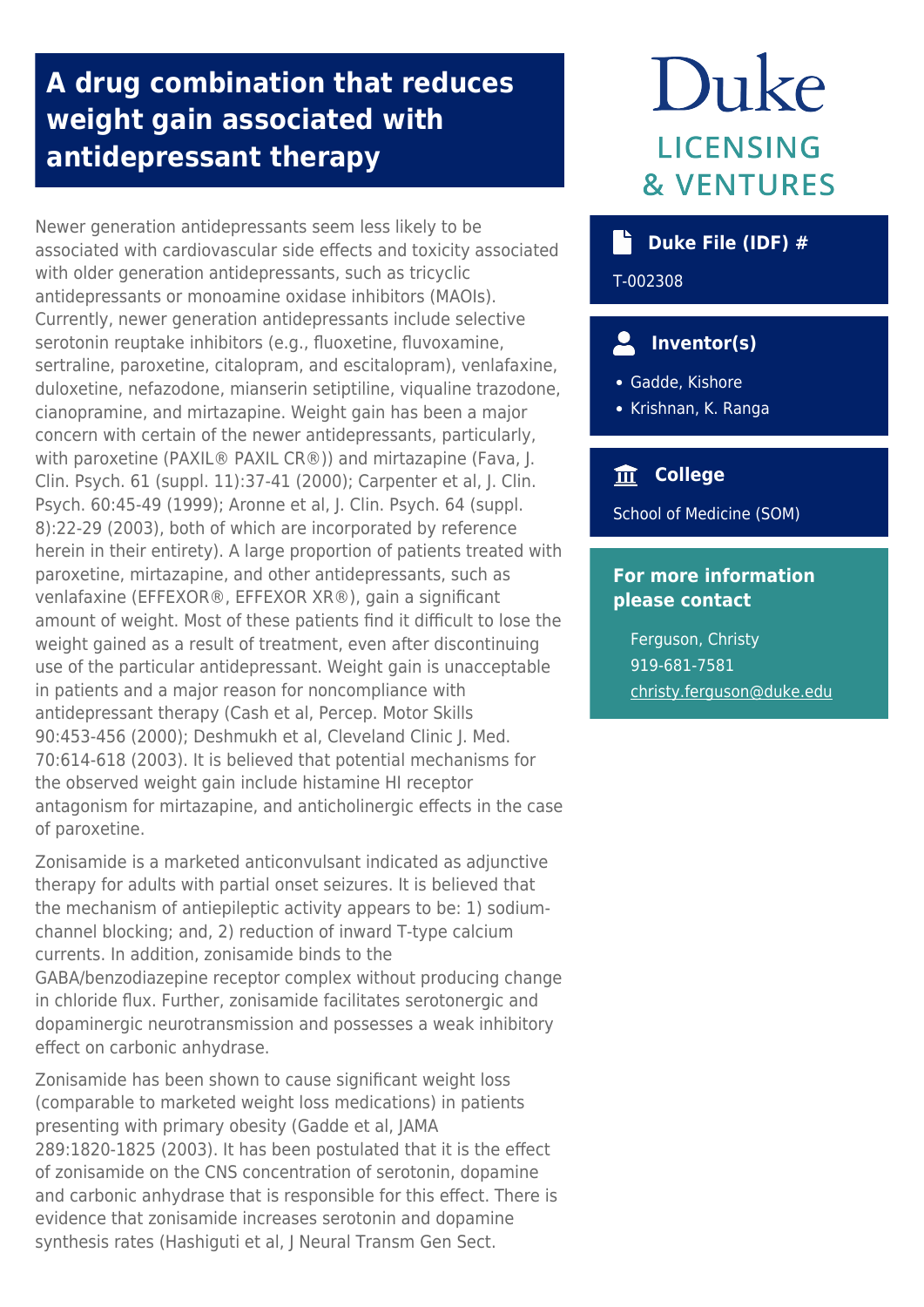# A drug combination that reduces weight gain associated with antidepressant therapy

Newer generation antidepressants seem less likely to be associated with cardiovascular side effects and toxicity associated with older generation antidepressants, such as tricyclic antidepressants or monoamine oxidase inhibitors (MAOIs). Currently, newer generation antidepressants include selective serotonin reuptake inhibitors (e.g., fluoxetine, fluvoxamine, sertraline, paroxetine, citalopram, and escitalopram), venlafaxine, duloxetine, nefazodone, mianserin setiptiline, viqualine trazodone, cianopramine, and mirtazapine. Weight gain has been a major concern with certain of the newer antidepressants, particularly, with paroxetine (PAXIL® PAXIL CR®)) and mirtazapine (Fava, J. Clin. Psych. 61 (suppl. 11):37-41 (2000); Carpenter et al, J. Clin. Psych. 60:45-49 (1999); Aronne et al, J. Clin. Psych. 64 (suppl. 8):22-29 (2003), both of which are incorporated by reference herein in their entirety). A large proportion of patients treated with paroxetine, mirtazapine, and other antidepressants, such as venlafaxine (EFFEXOR®, EFFEXOR XR®), gain a significant amount of weight. Most of these patients find it difficult to lose the weight gained as a result of treatment, even after discontinuing use of the particular antidepressant. Weight gain is unacceptable in patients and a major reason for noncompliance with antidepressant therapy (Cash et al, Percep. Motor Skills 90:453-456 (2000); Deshmukh et al, Cleveland Clinic J. Med. 70:614-618 (2003). It is believed that potential mechanisms for the observed weight gain include histamine HI receptor antagonism for mirtazapine, and anticholinergic effects in the case of paroxetine.

Zonisamide is a marketed anticonvulsant indicated as adjunctive therapy for adults with partial onset seizures. It is believed that the mechanism of antiepileptic activity appears to be: 1) sodium-channel blocking; and, 2) reduction of inward T-type calcium currents. In addition, zonisamide binds to the GABA/benzodiazepine receptor complex without producing change in chloride flux. Further, zonisamide facilitates serotonergic and dopaminergic neurotransmission and possesses a weak inhibitory effect on carbonic anhydrase.

Zonisamide has been shown to cause significant weight loss (comparable to marketed weight loss medications) in patients presenting with primary obesity (Gadde et al, JAMA 289:1820-1825 (2003). It has been postulated that it is the effect of zonisamide on the CNS concentration of serotonin, dopamine and carbonic anhydrase that is responsible for this effect. There is evidence that zonisamide increases serotonin and dopamine synthesis rates (Hashiguti et al, J Neural Transm Gen Sect.

**Duke LICENSING & VENTURES**

## Duke File (IDF) #

T-002308

## Inventor(s)

- Gadde, Kishore
- Krishnan, K. Ranga

## College

School of Medicine (SOM)

## For more information please contact

Ferguson, Christy
919-681-7581
christy.ferguson@duke.edu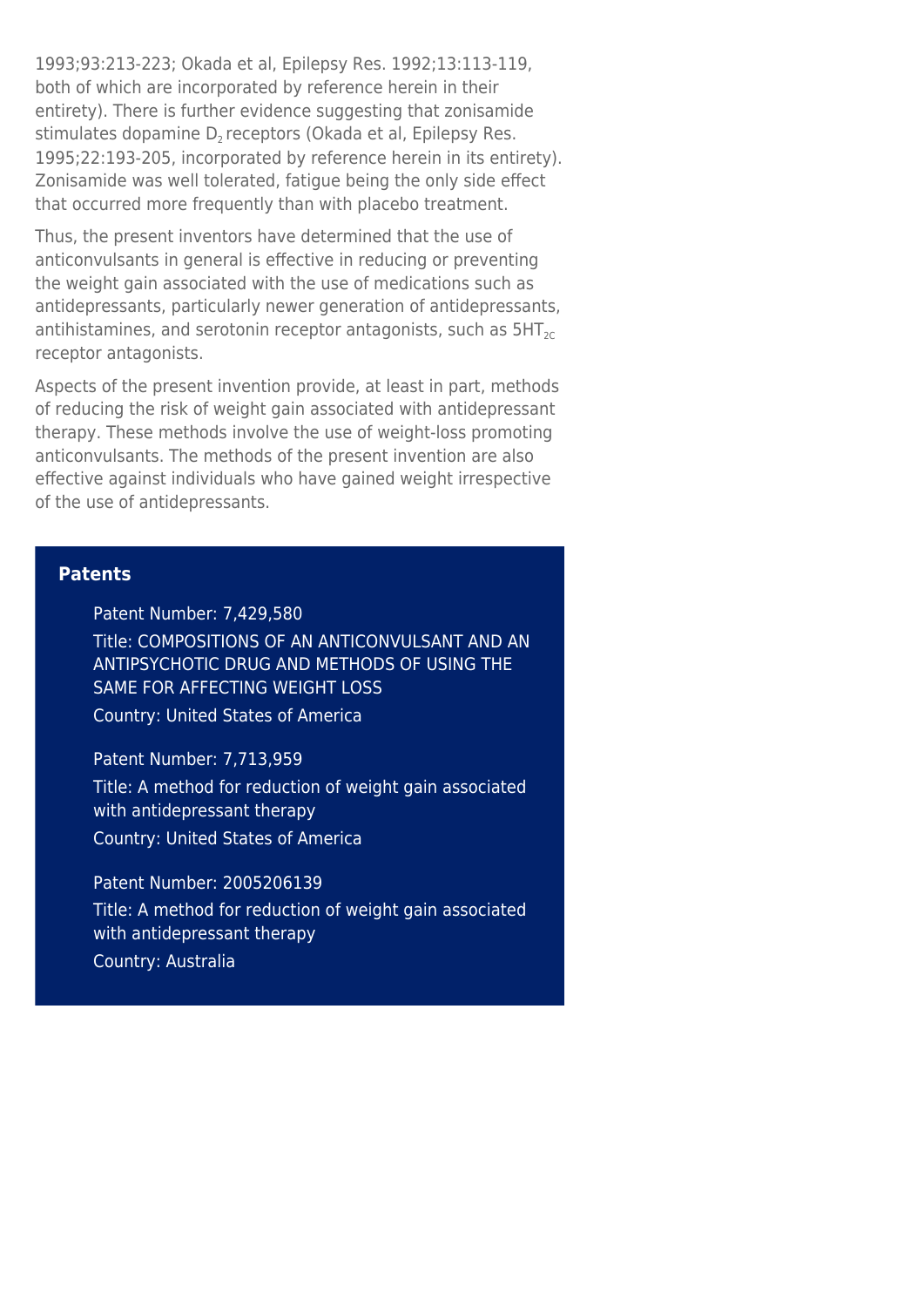1993;93:213-223; Okada et al, Epilepsy Res. 1992;13:113-119, both of which are incorporated by reference herein in their entirety). There is further evidence suggesting that zonisamide stimulates dopamine $D_2$ receptors (Okada et al, Epilepsy Res. 1995;22:193-205, incorporated by reference herein in its entirety). Zonisamide was well tolerated, fatigue being the only side effect that occurred more frequently than with placebo treatment.

Thus, the present inventors have determined that the use of anticonvulsants in general is effective in reducing or preventing the weight gain associated with the use of medications such as antidepressants, particularly newer generation of antidepressants, antihistamines, and serotonin receptor antagonists, such as $5HT_{2C}$ receptor antagonists.

Aspects of the present invention provide, at least in part, methods of reducing the risk of weight gain associated with antidepressant therapy. These methods involve the use of weight-loss promoting anticonvulsants. The methods of the present invention are also effective against individuals who have gained weight irrespective of the use of antidepressants.

## Patents

Patent Number: 7,429,580

Title: COMPOSITIONS OF AN ANTICONVULSANT AND AN ANTIPSYCHOTIC DRUG AND METHODS OF USING THE SAME FOR AFFECTING WEIGHT LOSS

Country: United States of America

Patent Number: 7,713,959

Title: A method for reduction of weight gain associated with antidepressant therapy

Country: United States of America

Patent Number: 2005206139

Title: A method for reduction of weight gain associated with antidepressant therapy

Country: Australia